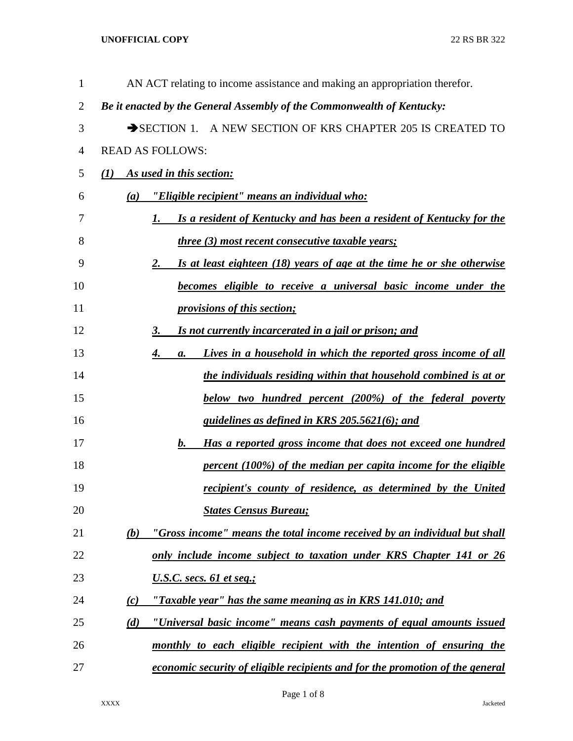AN ACT relating to income assistance and making an appropriation therefor.

***Be it enacted by the General Assembly of the Commonwealth of Kentucky:***

➔SECTION 1. A NEW SECTION OF KRS CHAPTER 205 IS CREATED TO READ AS FOLLOWS:

***(1) As used in this section:***

***(a) "Eligible recipient" means an individual who:***

***1. Is a resident of Kentucky and has been a resident of Kentucky for the three (3) most recent consecutive taxable years;***

***2. Is at least eighteen (18) years of age at the time he or she otherwise becomes eligible to receive a universal basic income under the provisions of this section;***

***3. Is not currently incarcerated in a jail or prison; and***

***4. a. Lives in a household in which the reported gross income of all the individuals residing within that household combined is at or below two hundred percent (200%) of the federal poverty guidelines as defined in KRS 205.5621(6); and***

***b. Has a reported gross income that does not exceed one hundred percent (100%) of the median per capita income for the eligible recipient's county of residence, as determined by the United States Census Bureau;***

***(b) "Gross income" means the total income received by an individual but shall only include income subject to taxation under KRS Chapter 141 or 26 U.S.C. secs. 61 et seq.;***

***(c) "Taxable year" has the same meaning as in KRS 141.010; and***

***(d) "Universal basic income" means cash payments of equal amounts issued monthly to each eligible recipient with the intention of ensuring the economic security of eligible recipients and for the promotion of the general***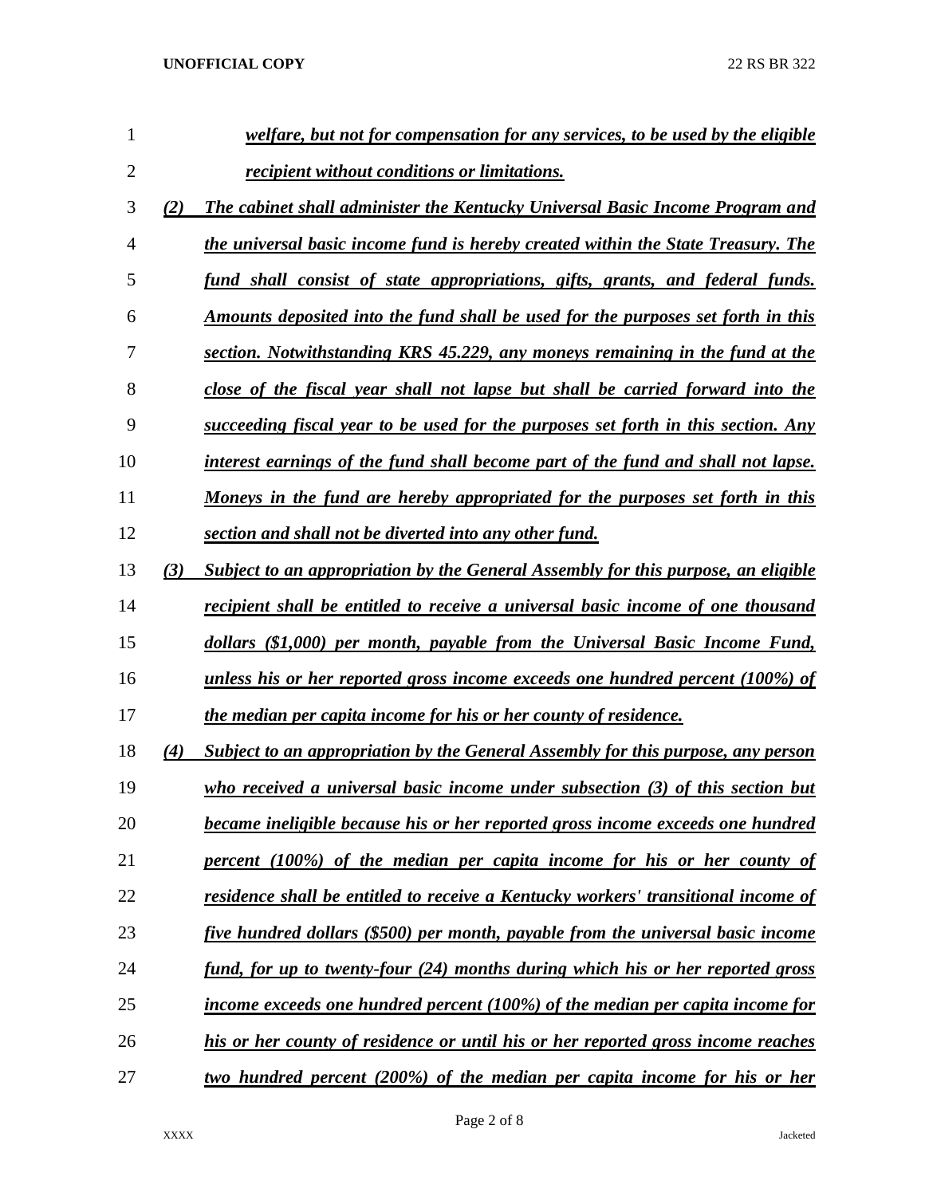*welfare, but not for compensation for any services, to be used by the eligible recipient without conditions or limitations.*

*(2) The cabinet shall administer the Kentucky Universal Basic Income Program and the universal basic income fund is hereby created within the State Treasury. The fund shall consist of state appropriations, gifts, grants, and federal funds. Amounts deposited into the fund shall be used for the purposes set forth in this section. Notwithstanding KRS 45.229, any moneys remaining in the fund at the close of the fiscal year shall not lapse but shall be carried forward into the succeeding fiscal year to be used for the purposes set forth in this section. Any interest earnings of the fund shall become part of the fund and shall not lapse. Moneys in the fund are hereby appropriated for the purposes set forth in this section and shall not be diverted into any other fund.*

*(3) Subject to an appropriation by the General Assembly for this purpose, an eligible recipient shall be entitled to receive a universal basic income of one thousand dollars ($1,000) per month, payable from the Universal Basic Income Fund, unless his or her reported gross income exceeds one hundred percent (100%) of the median per capita income for his or her county of residence.*

*(4) Subject to an appropriation by the General Assembly for this purpose, any person who received a universal basic income under subsection (3) of this section but became ineligible because his or her reported gross income exceeds one hundred percent (100%) of the median per capita income for his or her county of residence shall be entitled to receive a Kentucky workers' transitional income of five hundred dollars ($500) per month, payable from the universal basic income fund, for up to twenty-four (24) months during which his or her reported gross income exceeds one hundred percent (100%) of the median per capita income for his or her county of residence or until his or her reported gross income reaches two hundred percent (200%) of the median per capita income for his or her*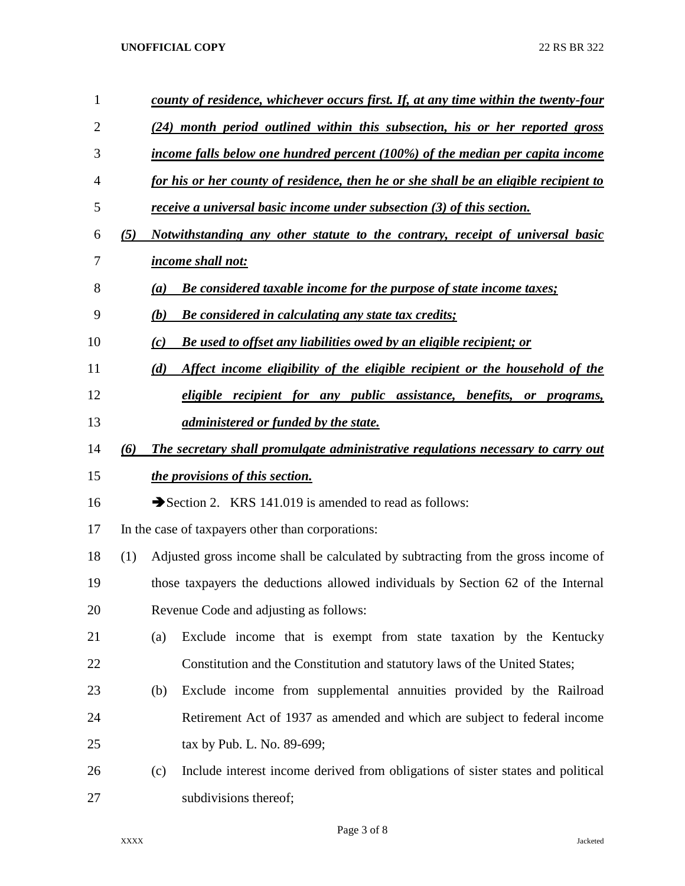***county of residence, whichever occurs first. If, at any time within the twenty-four (24) month period outlined within this subsection, his or her reported gross income falls below one hundred percent (100%) of the median per capita income for his or her county of residence, then he or she shall be an eligible recipient to receive a universal basic income under subsection (3) of this section.***

***(5) Notwithstanding any other statute to the contrary, receipt of universal basic income shall not:***

***(a) Be considered taxable income for the purpose of state income taxes;***

***(b) Be considered in calculating any state tax credits;***

***(c) Be used to offset any liabilities owed by an eligible recipient; or***

***(d) Affect income eligibility of the eligible recipient or the household of the eligible recipient for any public assistance, benefits, or programs, administered or funded by the state.***

***(6) The secretary shall promulgate administrative regulations necessary to carry out the provisions of this section.***

➔Section 2. KRS 141.019 is amended to read as follows:

In the case of taxpayers other than corporations:

(1) Adjusted gross income shall be calculated by subtracting from the gross income of those taxpayers the deductions allowed individuals by Section 62 of the Internal Revenue Code and adjusting as follows:

(a) Exclude income that is exempt from state taxation by the Kentucky Constitution and the Constitution and statutory laws of the United States;

(b) Exclude income from supplemental annuities provided by the Railroad Retirement Act of 1937 as amended and which are subject to federal income tax by Pub. L. No. 89-699;

(c) Include interest income derived from obligations of sister states and political subdivisions thereof;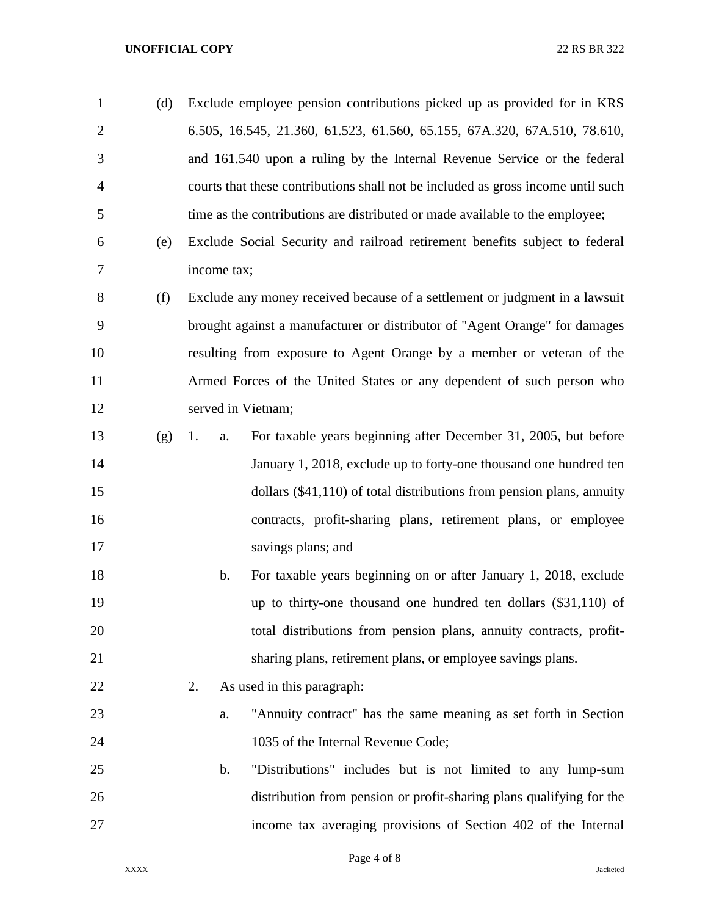(d) Exclude employee pension contributions picked up as provided for in KRS 6.505, 16.545, 21.360, 61.523, 61.560, 65.155, 67A.320, 67A.510, 78.610, and 161.540 upon a ruling by the Internal Revenue Service or the federal courts that these contributions shall not be included as gross income until such time as the contributions are distributed or made available to the employee;

(e) Exclude Social Security and railroad retirement benefits subject to federal income tax;

(f) Exclude any money received because of a settlement or judgment in a lawsuit brought against a manufacturer or distributor of "Agent Orange" for damages resulting from exposure to Agent Orange by a member or veteran of the Armed Forces of the United States or any dependent of such person who served in Vietnam;

(g) 1. a. For taxable years beginning after December 31, 2005, but before January 1, 2018, exclude up to forty-one thousand one hundred ten dollars ($41,110) of total distributions from pension plans, annuity contracts, profit-sharing plans, retirement plans, or employee savings plans; and

b. For taxable years beginning on or after January 1, 2018, exclude up to thirty-one thousand one hundred ten dollars ($31,110) of total distributions from pension plans, annuity contracts, profit-sharing plans, retirement plans, or employee savings plans.

2. As used in this paragraph:

a. "Annuity contract" has the same meaning as set forth in Section 1035 of the Internal Revenue Code;

b. "Distributions" includes but is not limited to any lump-sum distribution from pension or profit-sharing plans qualifying for the income tax averaging provisions of Section 402 of the Internal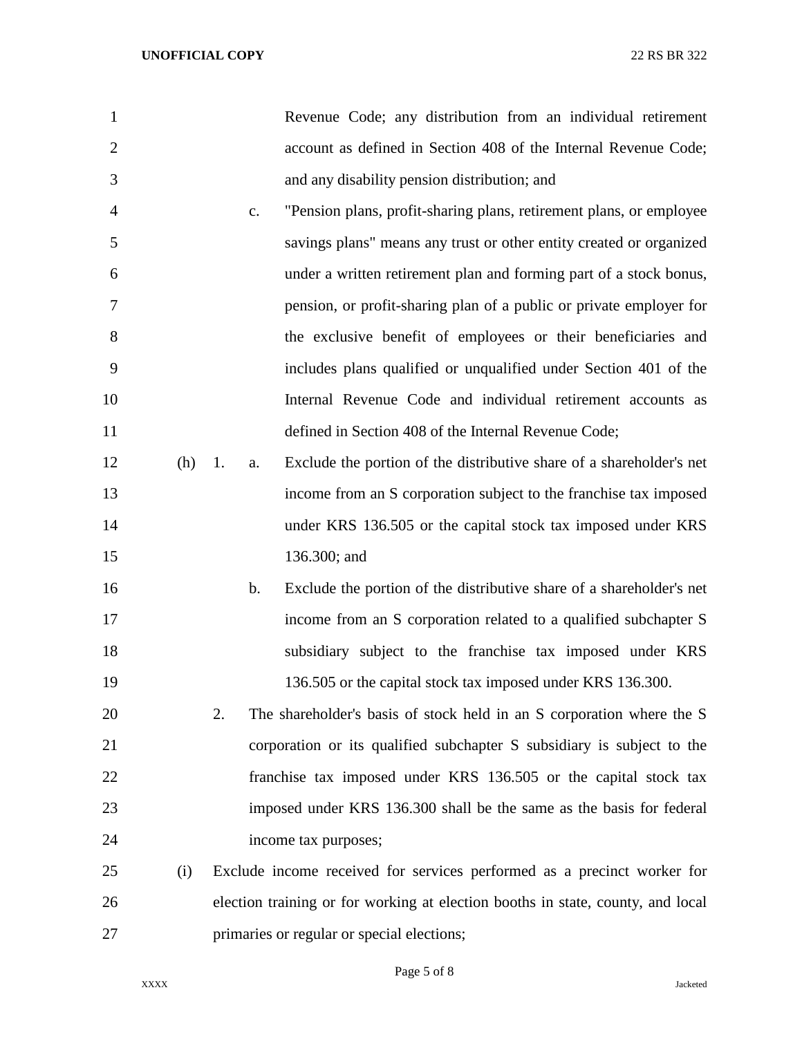Revenue Code; any distribution from an individual retirement account as defined in Section 408 of the Internal Revenue Code; and any disability pension distribution; and

c. "Pension plans, profit-sharing plans, retirement plans, or employee savings plans" means any trust or other entity created or organized under a written retirement plan and forming part of a stock bonus, pension, or profit-sharing plan of a public or private employer for the exclusive benefit of employees or their beneficiaries and includes plans qualified or unqualified under Section 401 of the Internal Revenue Code and individual retirement accounts as defined in Section 408 of the Internal Revenue Code;

(h) 1. a. Exclude the portion of the distributive share of a shareholder's net income from an S corporation subject to the franchise tax imposed under KRS 136.505 or the capital stock tax imposed under KRS 136.300; and

b. Exclude the portion of the distributive share of a shareholder's net income from an S corporation related to a qualified subchapter S subsidiary subject to the franchise tax imposed under KRS 136.505 or the capital stock tax imposed under KRS 136.300.

2. The shareholder's basis of stock held in an S corporation where the S corporation or its qualified subchapter S subsidiary is subject to the franchise tax imposed under KRS 136.505 or the capital stock tax imposed under KRS 136.300 shall be the same as the basis for federal income tax purposes;

(i) Exclude income received for services performed as a precinct worker for election training or for working at election booths in state, county, and local primaries or regular or special elections;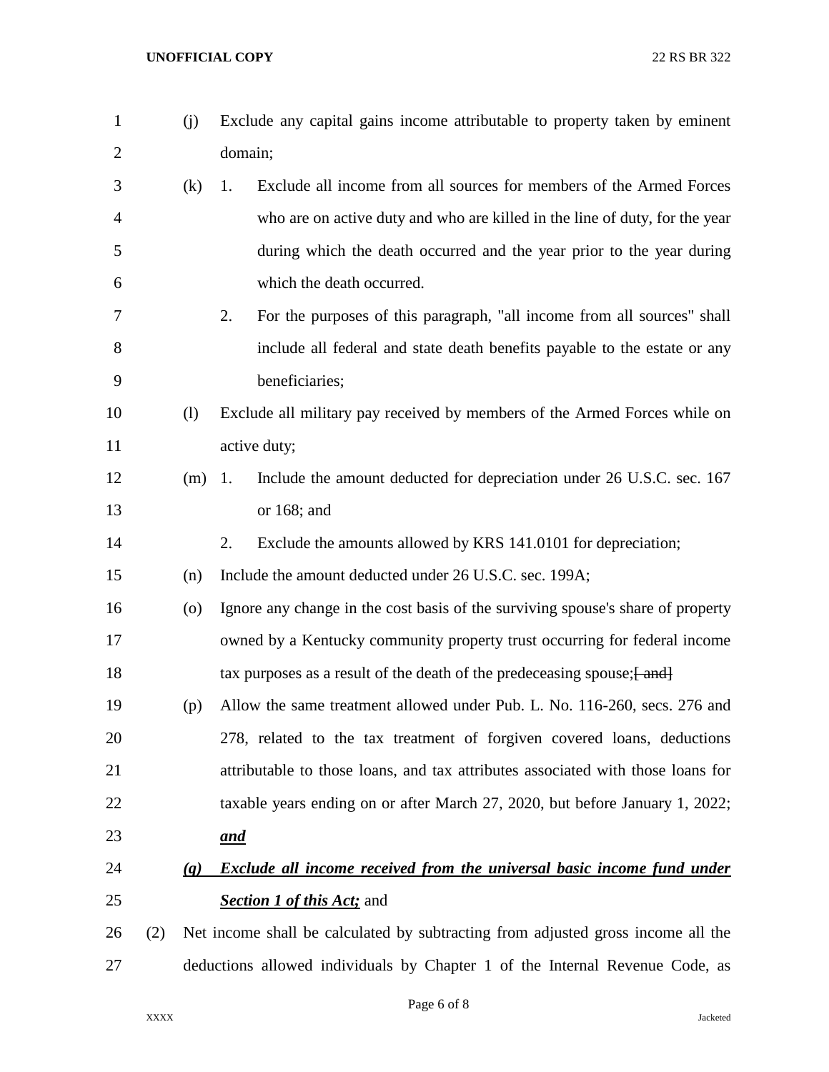(j) Exclude any capital gains income attributable to property taken by eminent domain;

(k) 1. Exclude all income from all sources for members of the Armed Forces who are on active duty and who are killed in the line of duty, for the year during which the death occurred and the year prior to the year during which the death occurred.

2. For the purposes of this paragraph, "all income from all sources" shall include all federal and state death benefits payable to the estate or any beneficiaries;

(l) Exclude all military pay received by members of the Armed Forces while on active duty;

(m) 1. Include the amount deducted for depreciation under 26 U.S.C. sec. 167 or 168; and

2. Exclude the amounts allowed by KRS 141.0101 for depreciation;

(n) Include the amount deducted under 26 U.S.C. sec. 199A;

(o) Ignore any change in the cost basis of the surviving spouse's share of property owned by a Kentucky community property trust occurring for federal income tax purposes as a result of the death of the predeceasing spouse;~~[ and]~~

(p) Allow the same treatment allowed under Pub. L. No. 116-260, secs. 276 and 278, related to the tax treatment of forgiven covered loans, deductions attributable to those loans, and tax attributes associated with those loans for taxable years ending on or after March 27, 2020, but before January 1, 2022; ***and***

***(q) Exclude all income received from the universal basic income fund under Section 1 of this Act;*** and

(2) Net income shall be calculated by subtracting from adjusted gross income all the deductions allowed individuals by Chapter 1 of the Internal Revenue Code, as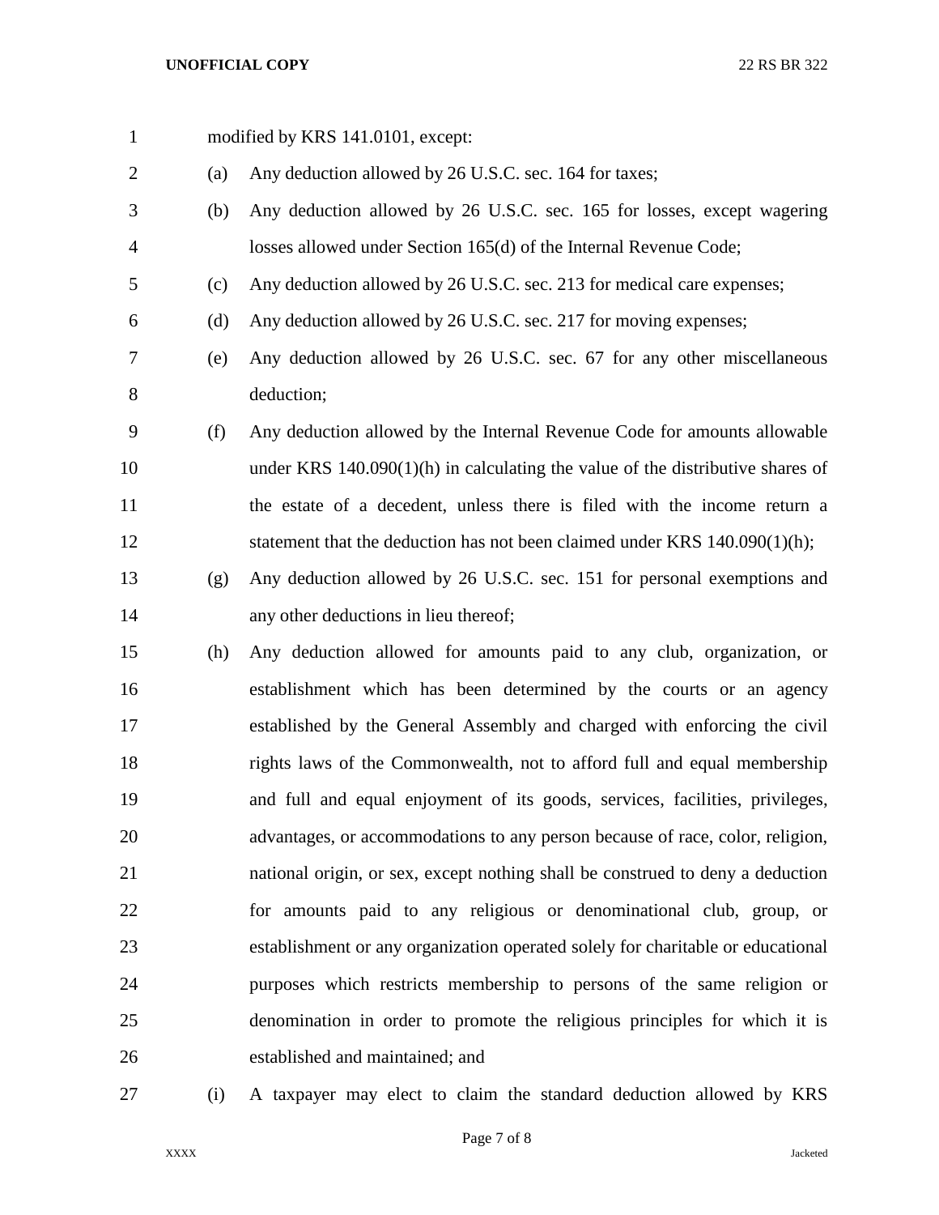modified by KRS 141.0101, except:

(a) Any deduction allowed by 26 U.S.C. sec. 164 for taxes;

(b) Any deduction allowed by 26 U.S.C. sec. 165 for losses, except wagering losses allowed under Section 165(d) of the Internal Revenue Code;

(c) Any deduction allowed by 26 U.S.C. sec. 213 for medical care expenses;

(d) Any deduction allowed by 26 U.S.C. sec. 217 for moving expenses;

(e) Any deduction allowed by 26 U.S.C. sec. 67 for any other miscellaneous deduction;

(f) Any deduction allowed by the Internal Revenue Code for amounts allowable under KRS 140.090(1)(h) in calculating the value of the distributive shares of the estate of a decedent, unless there is filed with the income return a statement that the deduction has not been claimed under KRS 140.090(1)(h);

(g) Any deduction allowed by 26 U.S.C. sec. 151 for personal exemptions and any other deductions in lieu thereof;

(h) Any deduction allowed for amounts paid to any club, organization, or establishment which has been determined by the courts or an agency established by the General Assembly and charged with enforcing the civil rights laws of the Commonwealth, not to afford full and equal membership and full and equal enjoyment of its goods, services, facilities, privileges, advantages, or accommodations to any person because of race, color, religion, national origin, or sex, except nothing shall be construed to deny a deduction for amounts paid to any religious or denominational club, group, or establishment or any organization operated solely for charitable or educational purposes which restricts membership to persons of the same religion or denomination in order to promote the religious principles for which it is established and maintained; and

(i) A taxpayer may elect to claim the standard deduction allowed by KRS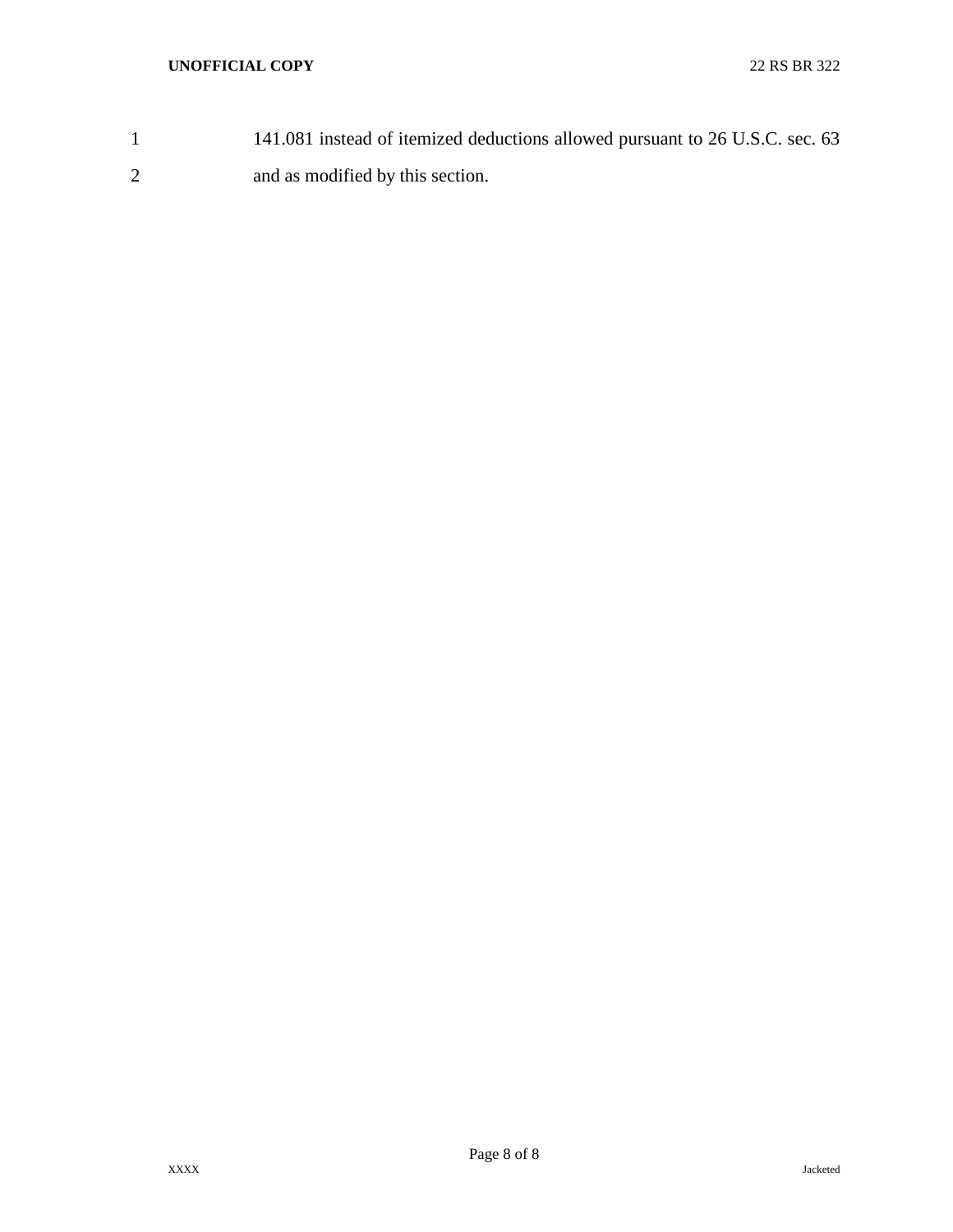141.081 instead of itemized deductions allowed pursuant to 26 U.S.C. sec. 63 and as modified by this section.